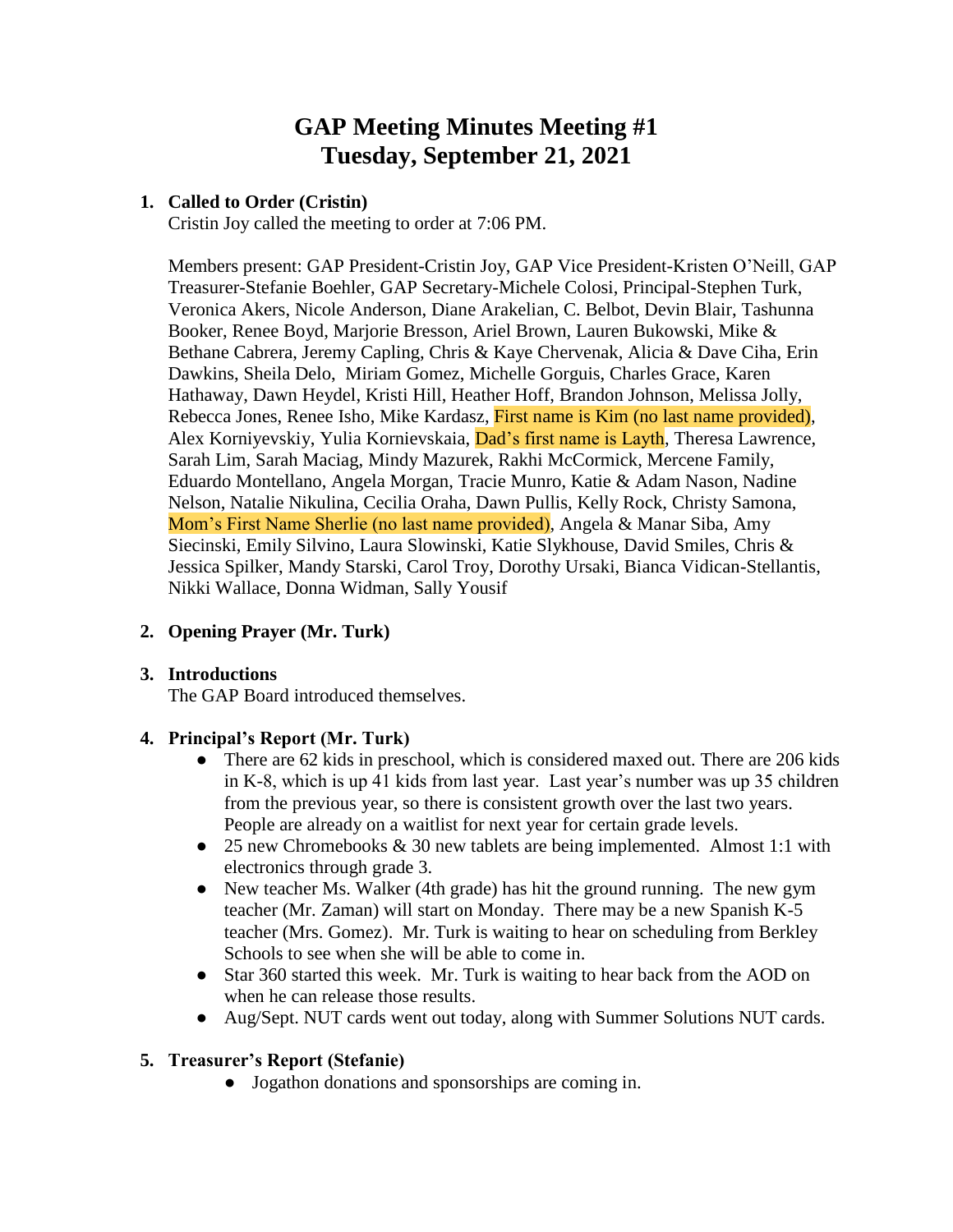# GAP Meeting Minutes Meeting #1
# Tuesday, September 21, 2021

1. **Called to Order (Cristin)**
   Cristin Joy called the meeting to order at 7:06 PM.

   Members present: GAP President-Cristin Joy, GAP Vice President-Kristen O'Neill, GAP Treasurer-Stefanie Boehler, GAP Secretary-Michele Colosi, Principal-Stephen Turk, Veronica Akers, Nicole Anderson, Diane Arakelian, C. Belbot, Devin Blair, Tashunna Booker, Renee Boyd, Marjorie Bresson, Ariel Brown, Lauren Bukowski, Mike & Bethane Cabrera, Jeremy Capling, Chris & Kaye Chervenak, Alicia & Dave Ciha, Erin Dawkins, Sheila Delo, Miriam Gomez, Michelle Gorguis, Charles Grace, Karen Hathaway, Dawn Heydel, Kristi Hill, Heather Hoff, Brandon Johnson, Melissa Jolly, Rebecca Jones, Renee Isho, Mike Kardasz, First name is Kim (no last name provided), Alex Korniyevskiy, Yulia Kornievskaia, Dad's first name is Layth, Theresa Lawrence, Sarah Lim, Sarah Maciag, Mindy Mazurek, Rakhi McCormick, Mercene Family, Eduardo Montellano, Angela Morgan, Tracie Munro, Katie & Adam Nason, Nadine Nelson, Natalie Nikulina, Cecilia Oraha, Dawn Pullis, Kelly Rock, Christy Samona, Mom's First Name Sherlie (no last name provided), Angela & Manar Siba, Amy Siecinski, Emily Silvino, Laura Slowinski, Katie Slykhouse, David Smiles, Chris & Jessica Spilker, Mandy Starski, Carol Troy, Dorothy Ursaki, Bianca Vidican-Stellantis, Nikki Wallace, Donna Widman, Sally Yousif

2. **Opening Prayer (Mr. Turk)**

3. **Introductions**
   The GAP Board introduced themselves.

4. **Principal's Report (Mr. Turk)**
   - There are 62 kids in preschool, which is considered maxed out. There are 206 kids in K-8, which is up 41 kids from last year. Last year's number was up 35 children from the previous year, so there is consistent growth over the last two years. People are already on a waitlist for next year for certain grade levels.
   - 25 new Chromebooks & 30 new tablets are being implemented. Almost 1:1 with electronics through grade 3.
   - New teacher Ms. Walker (4th grade) has hit the ground running. The new gym teacher (Mr. Zaman) will start on Monday. There may be a new Spanish K-5 teacher (Mrs. Gomez). Mr. Turk is waiting to hear on scheduling from Berkley Schools to see when she will be able to come in.
   - Star 360 started this week. Mr. Turk is waiting to hear back from the AOD on when he can release those results.
   - Aug/Sept. NUT cards went out today, along with Summer Solutions NUT cards.

5. **Treasurer's Report (Stefanie)**
   - Jogathon donations and sponsorships are coming in.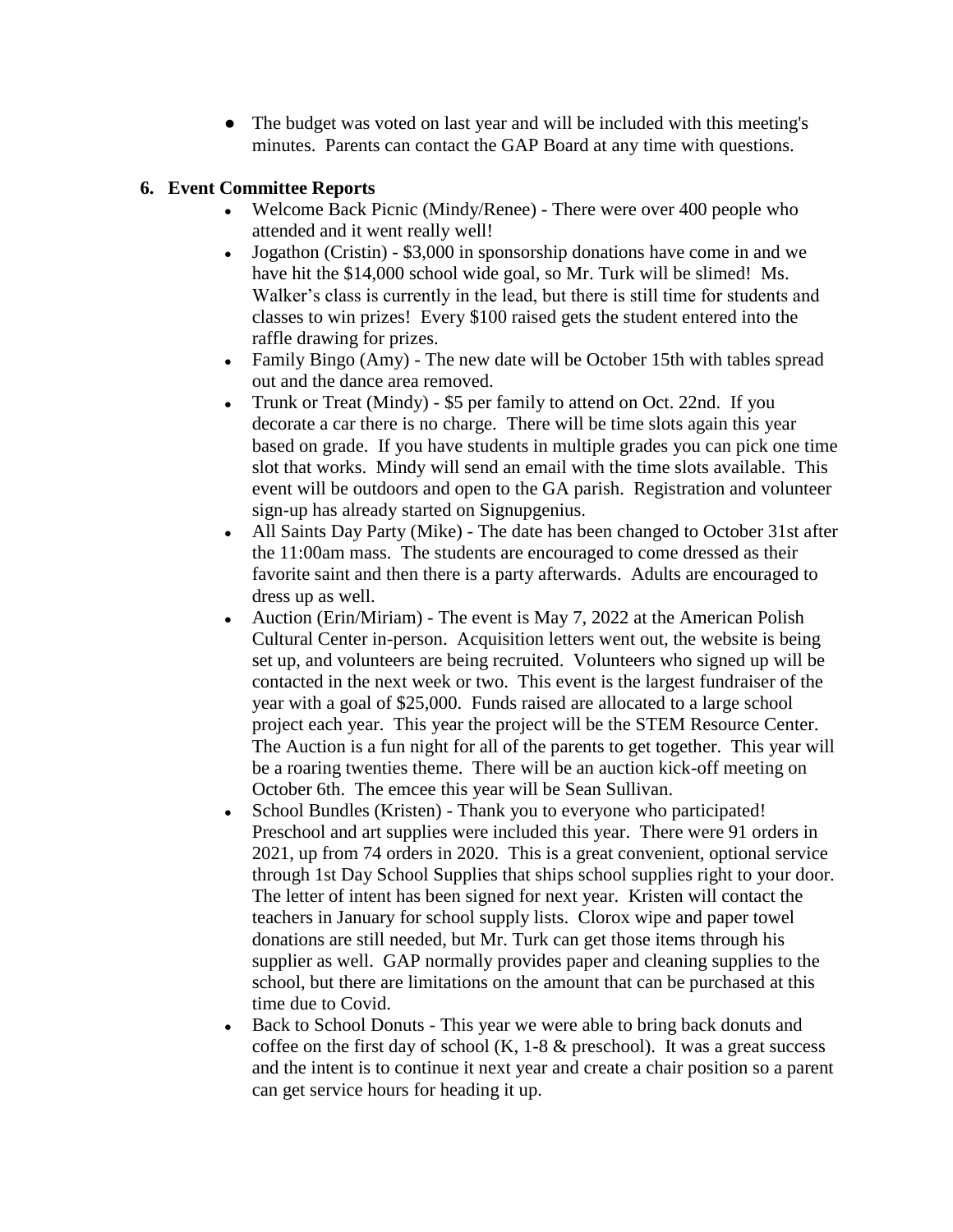- The budget was voted on last year and will be included with this meeting's minutes. Parents can contact the GAP Board at any time with questions.

**6. Event Committee Reports**

- Welcome Back Picnic (Mindy/Renee) - There were over 400 people who attended and it went really well!
- Jogathon (Cristin) - $3,000 in sponsorship donations have come in and we have hit the $14,000 school wide goal, so Mr. Turk will be slimed! Ms. Walker's class is currently in the lead, but there is still time for students and classes to win prizes! Every $100 raised gets the student entered into the raffle drawing for prizes.
- Family Bingo (Amy) - The new date will be October 15th with tables spread out and the dance area removed.
- Trunk or Treat (Mindy) - $5 per family to attend on Oct. 22nd. If you decorate a car there is no charge. There will be time slots again this year based on grade. If you have students in multiple grades you can pick one time slot that works. Mindy will send an email with the time slots available. This event will be outdoors and open to the GA parish. Registration and volunteer sign-up has already started on Signupgenius.
- All Saints Day Party (Mike) - The date has been changed to October 31st after the 11:00am mass. The students are encouraged to come dressed as their favorite saint and then there is a party afterwards. Adults are encouraged to dress up as well.
- Auction (Erin/Miriam) - The event is May 7, 2022 at the American Polish Cultural Center in-person. Acquisition letters went out, the website is being set up, and volunteers are being recruited. Volunteers who signed up will be contacted in the next week or two. This event is the largest fundraiser of the year with a goal of $25,000. Funds raised are allocated to a large school project each year. This year the project will be the STEM Resource Center. The Auction is a fun night for all of the parents to get together. This year will be a roaring twenties theme. There will be an auction kick-off meeting on October 6th. The emcee this year will be Sean Sullivan.
- School Bundles (Kristen) - Thank you to everyone who participated! Preschool and art supplies were included this year. There were 91 orders in 2021, up from 74 orders in 2020. This is a great convenient, optional service through 1st Day School Supplies that ships school supplies right to your door. The letter of intent has been signed for next year. Kristen will contact the teachers in January for school supply lists. Clorox wipe and paper towel donations are still needed, but Mr. Turk can get those items through his supplier as well. GAP normally provides paper and cleaning supplies to the school, but there are limitations on the amount that can be purchased at this time due to Covid.
- Back to School Donuts - This year we were able to bring back donuts and coffee on the first day of school (K, 1-8 & preschool). It was a great success and the intent is to continue it next year and create a chair position so a parent can get service hours for heading it up.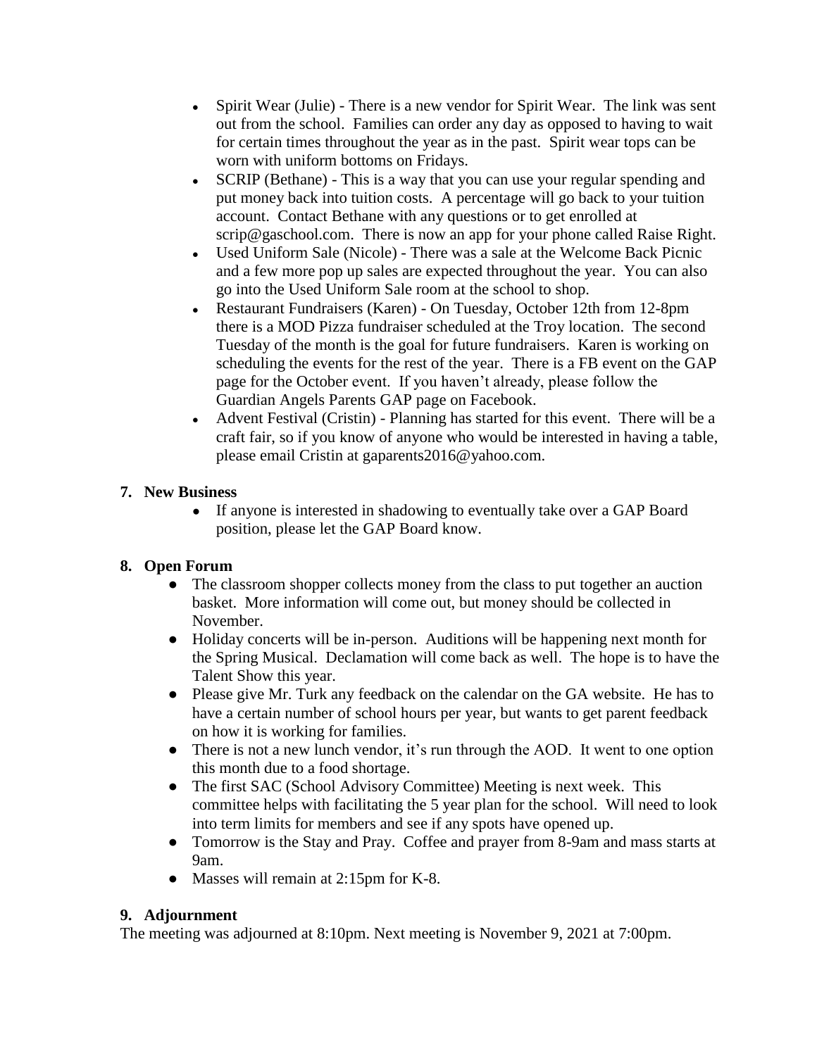- Spirit Wear (Julie) - There is a new vendor for Spirit Wear. The link was sent out from the school. Families can order any day as opposed to having to wait for certain times throughout the year as in the past. Spirit wear tops can be worn with uniform bottoms on Fridays.
- SCRIP (Bethane) - This is a way that you can use your regular spending and put money back into tuition costs. A percentage will go back to your tuition account. Contact Bethane with any questions or to get enrolled at scrip@gaschool.com. There is now an app for your phone called Raise Right.
- Used Uniform Sale (Nicole) - There was a sale at the Welcome Back Picnic and a few more pop up sales are expected throughout the year. You can also go into the Used Uniform Sale room at the school to shop.
- Restaurant Fundraisers (Karen) - On Tuesday, October 12th from 12-8pm there is a MOD Pizza fundraiser scheduled at the Troy location. The second Tuesday of the month is the goal for future fundraisers. Karen is working on scheduling the events for the rest of the year. There is a FB event on the GAP page for the October event. If you haven't already, please follow the Guardian Angels Parents GAP page on Facebook.
- Advent Festival (Cristin) - Planning has started for this event. There will be a craft fair, so if you know of anyone who would be interested in having a table, please email Cristin at gaparents2016@yahoo.com.

**7. New Business**

- If anyone is interested in shadowing to eventually take over a GAP Board position, please let the GAP Board know.

**8. Open Forum**

- The classroom shopper collects money from the class to put together an auction basket. More information will come out, but money should be collected in November.
- Holiday concerts will be in-person. Auditions will be happening next month for the Spring Musical. Declamation will come back as well. The hope is to have the Talent Show this year.
- Please give Mr. Turk any feedback on the calendar on the GA website. He has to have a certain number of school hours per year, but wants to get parent feedback on how it is working for families.
- There is not a new lunch vendor, it's run through the AOD. It went to one option this month due to a food shortage.
- The first SAC (School Advisory Committee) Meeting is next week. This committee helps with facilitating the 5 year plan for the school. Will need to look into term limits for members and see if any spots have opened up.
- Tomorrow is the Stay and Pray. Coffee and prayer from 8-9am and mass starts at 9am.
- Masses will remain at 2:15pm for K-8.

**9. Adjournment**

The meeting was adjourned at 8:10pm. Next meeting is November 9, 2021 at 7:00pm.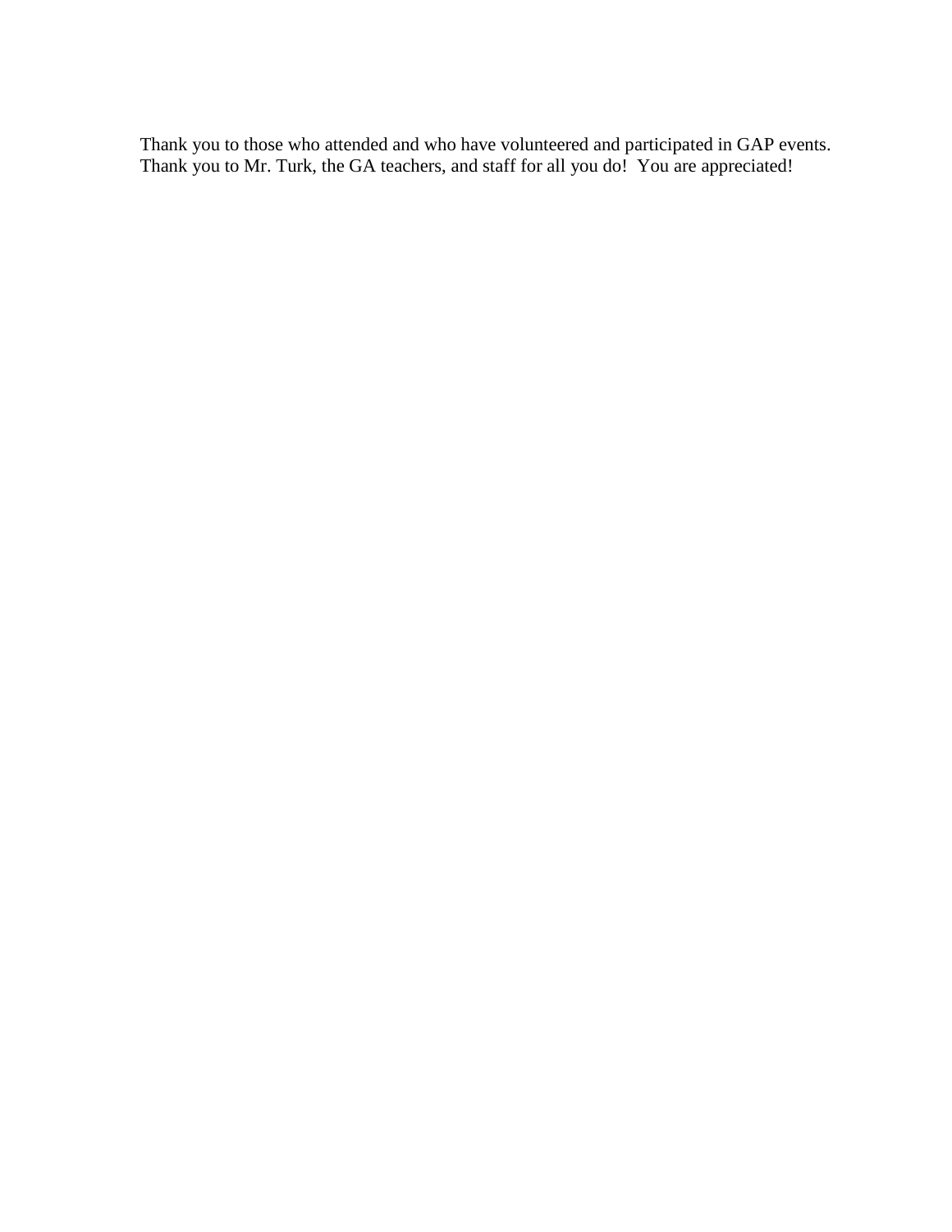Thank you to those who attended and who have volunteered and participated in GAP events.
Thank you to Mr. Turk, the GA teachers, and staff for all you do!  You are appreciated!